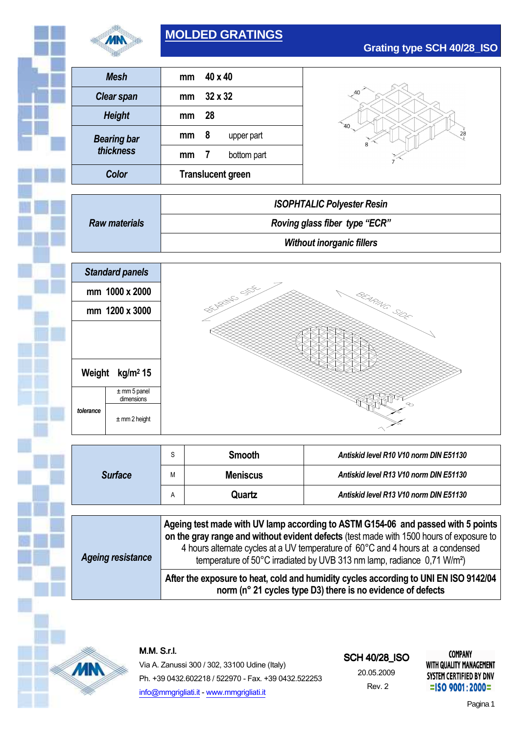# MOLDED GRATINGS

## Grating type SCH 40/28_ISO

| Property | | Value | |
|---|---|---|---|
| **Mesh** | mm | 40 x 40 | |
| **Clear span** | mm | 32 x 32 | |
| **Height** | mm | 28 | |
| **Bearing bar thickness** | mm | 8 | upper part |
| | mm | 7 | bottom part |
| **Color** | | Translucent green | |

| Raw materials | |
|---|---|
| | *ISOPHTALIC Polyester Resin* |
| | *Roving glass fiber type "ECR"* |
| | *Without inorganic fillers* |

| *Standard panels* | |
|---|---|
| mm 1000 x 2000 | |
| mm 1200 x 3000 | |
| Weight | kg/m² 15 |
| *tolerance* | ± mm 5 panel dimensions |
| | ± mm 2 height |

| Surface | Code | Type | Antiskid |
|---|---|---|---|
| ***Surface*** | S | **Smooth** | *Antiskid level R10 V10 norm DIN E51130* |
| | M | **Meniscus** | *Antiskid level R13 V10 norm DIN E51130* |
| | A | **Quartz** | *Antiskid level R13 V10 norm DIN E51130* |

***Ageing resistance***

**Ageing test made with UV lamp according to ASTM G154-06 and passed with 5 points on the gray range and without evident defects** (test made with 1500 hours of exposure to 4 hours alternate cycles at a UV temperature of 60°C and 4 hours at a condensed temperature of 50°C irradiated by UVB 313 nm lamp, radiance 0,71 W/m²)

**After the exposure to heat, cold and humidity cycles according to UNI EN ISO 9142/04 norm (n° 21 cycles type D3) there is no evidence of defects**

---

**M.M. S.r.l.**
Via A. Zanussi 300 / 302, 33100 Udine (Italy)
Ph. +39 0432.602218 / 522970 - Fax. +39 0432.522253
info@mmgrigliati.it - www.mmgrigliati.it

SCH 40/28_ISO
20.05.2009
Rev. 2

COMPANY WITH QUALITY MANAGEMENT SYSTEM CERTIFIED BY DNV
=ISO 9001:2000=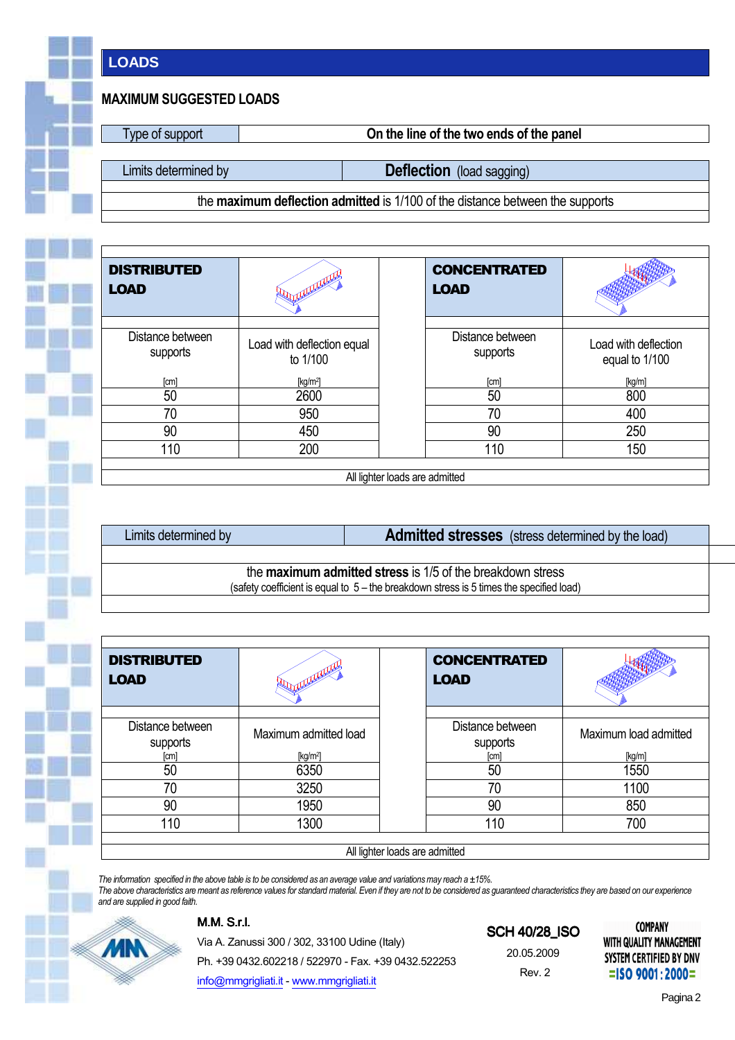## LOADS

### MAXIMUM SUGGESTED LOADS

| Type of support | On the line of the two ends of the panel |
|---|---|

| Limits determined by | **Deflection** (load sagging) |
|---|---|
| the **maximum deflection admitted** is 1/100 of the distance between the supports | |

| **DISTRIBUTED LOAD** | | | **CONCENTRATED LOAD** | |
|---|---|---|---|---|
| Distance between supports [cm] | Load with deflection equal to 1/100 [kg/m²] | | Distance between supports [cm] | Load with deflection equal to 1/100 [kg/m] |
| 50 | 2600 | | 50 | 800 |
| 70 | 950 | | 70 | 400 |
| 90 | 450 | | 90 | 250 |
| 110 | 200 | | 110 | 150 |

All lighter loads are admitted

| Limits determined by | **Admitted stresses** (stress determined by the load) |
|---|---|

the **maximum admitted stress** is 1/5 of the breakdown stress
(safety coefficient is equal to 5 – the breakdown stress is 5 times the specified load)

| **DISTRIBUTED LOAD** | | | **CONCENTRATED LOAD** | |
|---|---|---|---|---|
| Distance between supports [cm] | Maximum admitted load [kg/m²] | | Distance between supports [cm] | Maximum load admitted [kg/m] |
| 50 | 6350 | | 50 | 1550 |
| 70 | 3250 | | 70 | 1100 |
| 90 | 1950 | | 90 | 850 |
| 110 | 1300 | | 110 | 700 |

All lighter loads are admitted

*The information specified in the above table is to be considered as an average value and variations may reach a ±15%.*
*The above characteristics are meant as reference values for standard material. Even if they are not to be considered as guaranteed characteristics they are based on our experience and are supplied in good faith.*

**M.M. S.r.l.**
Via A. Zanussi 300 / 302, 33100 Udine (Italy)
Ph. +39 0432.602218 / 522970 - Fax. +39 0432.522253
info@mmgrigliati.it - www.mmgrigliati.it

**SCH 40/28_ISO**
20.05.2009
Rev. 2

COMPANY WITH QUALITY MANAGEMENT SYSTEM CERTIFIED BY DNV
=ISO 9001:2000=